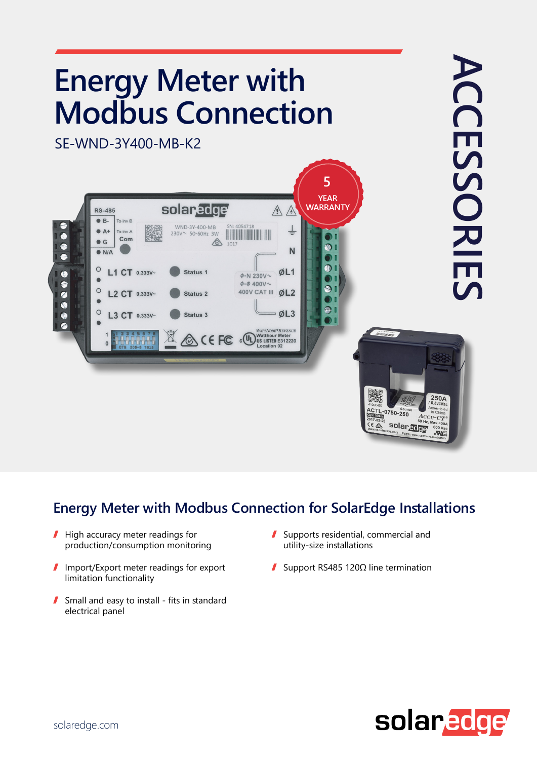# Energy Meter with Modbus Connection

SE-WND-3Y400-MB-K2

5 YEAR WARRANTY

ACCESSORIES

## Energy Meter with Modbus Connection for SolarEdge Installations

- High accuracy meter readings for production/consumption monitoring
- Import/Export meter readings for export limitation functionality
- Small and easy to install - fits in standard electrical panel
- Supports residential, commercial and utility-size installations
- Support RS485 120Ω line termination

solaredge.com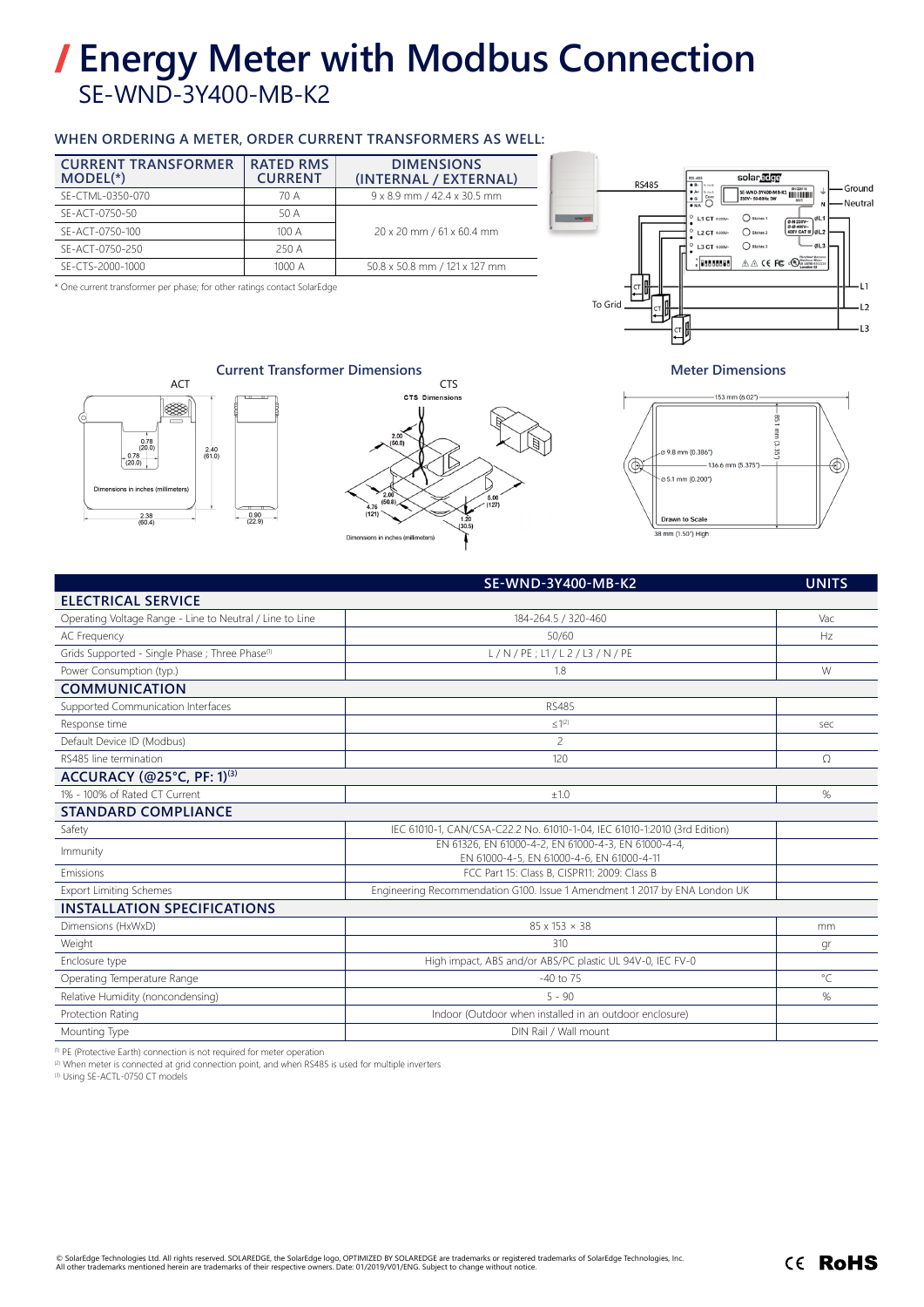# / Energy Meter with Modbus Connection

SE-WND-3Y400-MB-K2

### WHEN ORDERING A METER, ORDER CURRENT TRANSFORMERS AS WELL:

| CURRENT TRANSFORMER MODEL(*) | RATED RMS CURRENT | DIMENSIONS (INTERNAL / EXTERNAL) |
|---|---|---|
| SE-CTML-0350-070 | 70 A | 9 x 8.9 mm / 42.4 x 30.5 mm |
| SE-ACT-0750-50 | 50 A | 20 x 20 mm / 61 x 60.4 mm |
| SE-ACT-0750-100 | 100 A | |
| SE-ACT-0750-250 | 250 A | |
| SE-CTS-2000-1000 | 1000 A | 50.8 x 50.8 mm / 121 x 127 mm |

\* One current transformer per phase; for other ratings contact SolarEdge

RS485
Ground
Neutral
L1 CT
L2 CT
L3 CT
To Grid
L1
L2
L3

### Current Transformer Dimensions

ACT

0.78 (20.0)
0.78 (20.0)
2.40 (61.0)
Dimensions in inches (millimeters)
2.38 (60.4)
0.90 (22.9)

CTS

CTS Dimensions
2.00 (50.8)
2.00 (50.8)
4.76 (121)
5.00 (127)
1.20 (30.5)
Dimensions in inches (millimeters)

### Meter Dimensions

153 mm (6.02")
85.1 mm (3.35")
ø 9.8 mm (0.386")
136.6 mm (5.375")
ø 5.1 mm (0.200")
Drawn to Scale
38 mm (1.50") High

| | SE-WND-3Y400-MB-K2 | UNITS |
|---|---|---|
| **ELECTRICAL SERVICE** | | |
| Operating Voltage Range - Line to Neutral / Line to Line | 184-264.5 / 320-460 | Vac |
| AC Frequency | 50/60 | Hz |
| Grids Supported - Single Phase ; Three Phase[1] | L / N / PE ; L1 / L 2 / L3 / N / PE | |
| Power Consumption (typ.) | 1.8 | W |
| **COMMUNICATION** | | |
| Supported Communication Interfaces | RS485 | |
| Response time | ≤1[2] | sec |
| Default Device ID (Modbus) | 2 | |
| RS485 line termination | 120 | Ω |
| **ACCURACY (@25°C, PF: 1)[3]** | | |
| 1% - 100% of Rated CT Current | ±1.0 | % |
| **STANDARD COMPLIANCE** | | |
| Safety | IEC 61010-1, CAN/CSA-C22.2 No. 61010-1-04, IEC 61010-1:2010 (3rd Edition) | |
| Immunity | EN 61326, EN 61000-4-2, EN 61000-4-3, EN 61000-4-4, EN 61000-4-5, EN 61000-4-6, EN 61000-4-11 | |
| Emissions | FCC Part 15: Class B, CISPR11: 2009: Class B | |
| Export Limiting Schemes | Engineering Recommendation G100. Issue 1 Amendment 1 2017 by ENA London UK | |
| **INSTALLATION SPECIFICATIONS** | | |
| Dimensions (HxWxD) | 85 x 153 × 38 | mm |
| Weight | 310 | gr |
| Enclosure type | High impact, ABS and/or ABS/PC plastic UL 94V-0, IEC FV-0 | |
| Operating Temperature Range | -40 to 75 | °C |
| Relative Humidity (noncondensing) | 5 - 90 | % |
| Protection Rating | Indoor (Outdoor when installed in an outdoor enclosure) | |
| Mounting Type | DIN Rail / Wall mount | |

[1] PE (Protective Earth) connection is not required for meter operation
[2] When meter is connected at grid connection point, and when RS485 is used for multiple inverters
[3] Using SE-ACTL-0750 CT models

© SolarEdge Technologies Ltd. All rights reserved. SOLAREDGE, the SolarEdge logo, OPTIMIZED BY SOLAREDGE are trademarks or registered trademarks of SolarEdge Technologies, Inc. All other trademarks mentioned herein are trademarks of their respective owners. Date: 01/2019/V01/ENG. Subject to change without notice.

CE RoHS